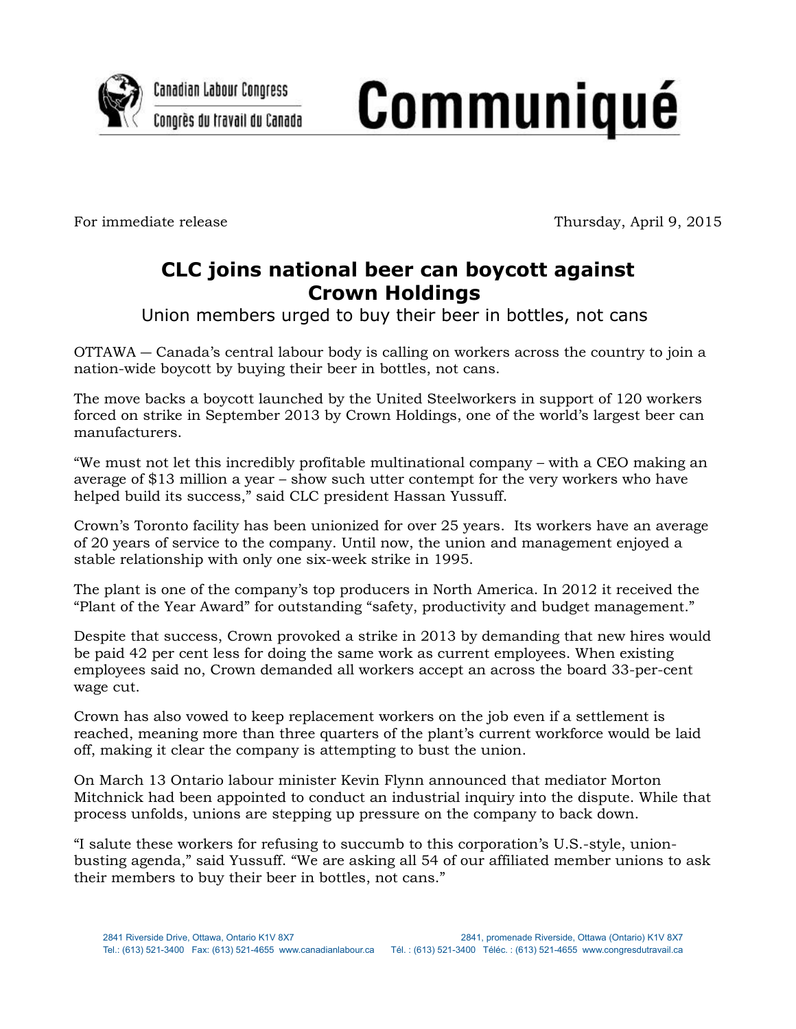Canadian Labour Congress
Congrès du travail du Canada

# Communiqué

For immediate release                                                                 Thursday, April 9, 2015

## CLC joins national beer can boycott against Crown Holdings

### Union members urged to buy their beer in bottles, not cans

OTTAWA — Canada's central labour body is calling on workers across the country to join a nation-wide boycott by buying their beer in bottles, not cans.

The move backs a boycott launched by the United Steelworkers in support of 120 workers forced on strike in September 2013 by Crown Holdings, one of the world's largest beer can manufacturers.

"We must not let this incredibly profitable multinational company – with a CEO making an average of $13 million a year – show such utter contempt for the very workers who have helped build its success," said CLC president Hassan Yussuff.

Crown's Toronto facility has been unionized for over 25 years. Its workers have an average of 20 years of service to the company. Until now, the union and management enjoyed a stable relationship with only one six-week strike in 1995.

The plant is one of the company's top producers in North America. In 2012 it received the "Plant of the Year Award" for outstanding "safety, productivity and budget management."

Despite that success, Crown provoked a strike in 2013 by demanding that new hires would be paid 42 per cent less for doing the same work as current employees. When existing employees said no, Crown demanded all workers accept an across the board 33-per-cent wage cut.

Crown has also vowed to keep replacement workers on the job even if a settlement is reached, meaning more than three quarters of the plant's current workforce would be laid off, making it clear the company is attempting to bust the union.

On March 13 Ontario labour minister Kevin Flynn announced that mediator Morton Mitchnick had been appointed to conduct an industrial inquiry into the dispute. While that process unfolds, unions are stepping up pressure on the company to back down.

"I salute these workers for refusing to succumb to this corporation's U.S.-style, union-busting agenda," said Yussuff. "We are asking all 54 of our affiliated member unions to ask their members to buy their beer in bottles, not cans."

2841 Riverside Drive, Ottawa, Ontario K1V 8X7
Tel.: (613) 521-3400 Fax: (613) 521-4655 www.canadianlabour.ca

2841, promenade Riverside, Ottawa (Ontario) K1V 8X7
Tél. : (613) 521-3400 Téléc. : (613) 521-4655 www.congresdutravail.ca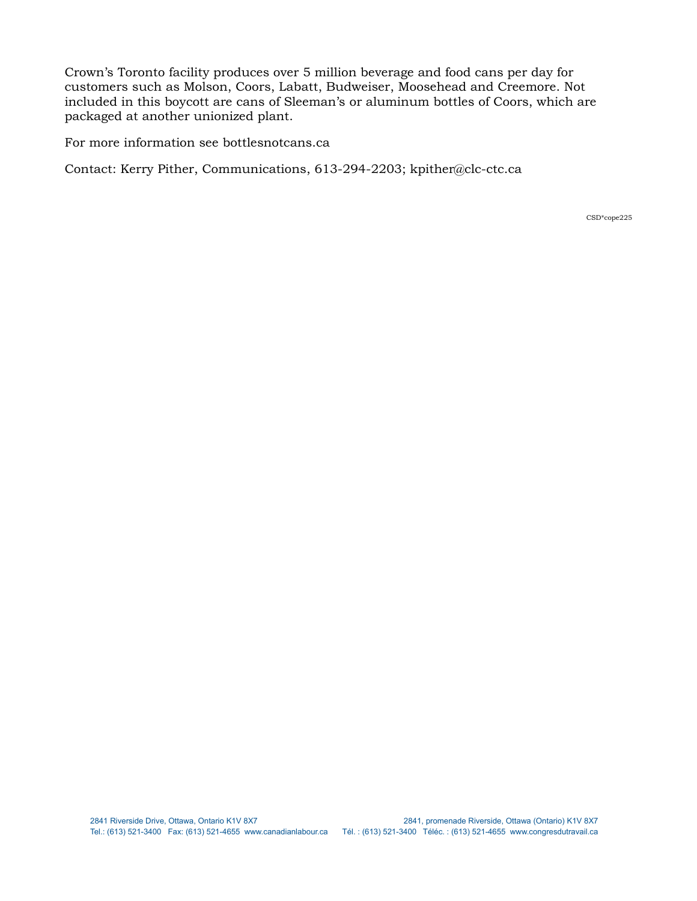Crown's Toronto facility produces over 5 million beverage and food cans per day for customers such as Molson, Coors, Labatt, Budweiser, Moosehead and Creemore. Not included in this boycott are cans of Sleeman's or aluminum bottles of Coors, which are packaged at another unionized plant.

For more information see bottlesnotcans.ca

Contact: Kerry Pither, Communications, 613-294-2203; kpither@clc-ctc.ca

CSD*cope225